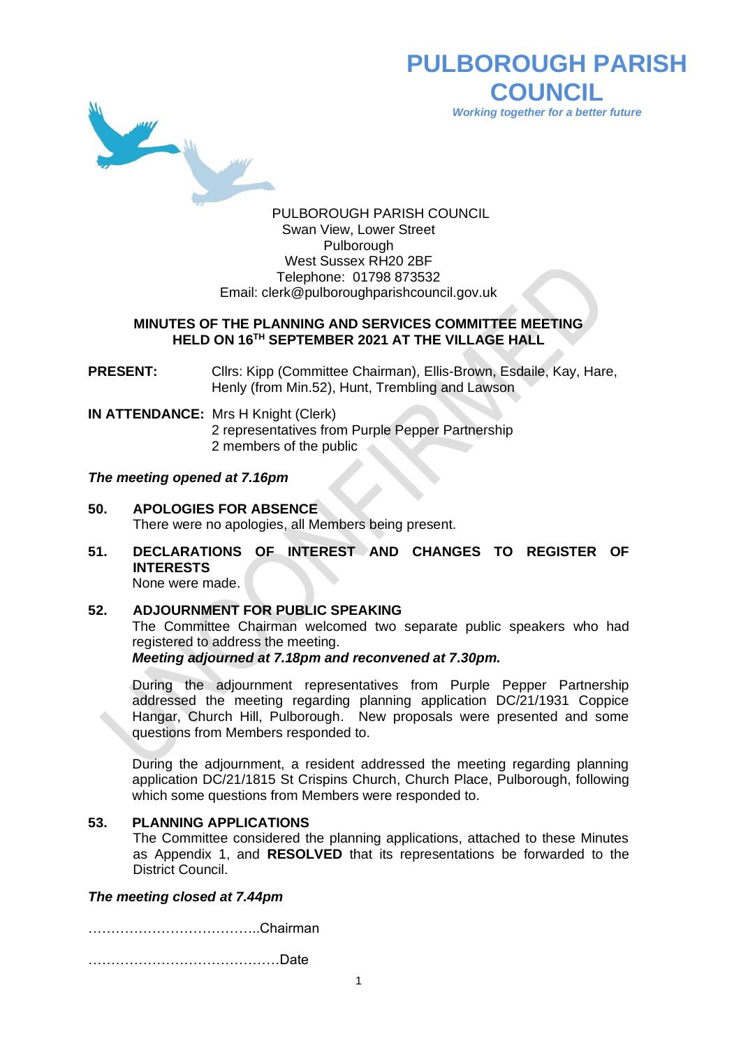# PULBOROUGH PARISH COUNCIL

*Working together for a better future*

PULBOROUGH PARISH COUNCIL
Swan View, Lower Street
Pulborough
West Sussex RH20 2BF
Telephone: 01798 873532
Email: clerk@pulboroughparishcouncil.gov.uk

## MINUTES OF THE PLANNING AND SERVICES COMMITTEE MEETING HELD ON 16TH SEPTEMBER 2021 AT THE VILLAGE HALL

**PRESENT:** Cllrs: Kipp (Committee Chairman), Ellis-Brown, Esdaile, Kay, Hare, Henly (from Min.52), Hunt, Trembling and Lawson

**IN ATTENDANCE:** Mrs H Knight (Clerk)
2 representatives from Purple Pepper Partnership
2 members of the public

***The meeting opened at 7.16pm***

**50. APOLOGIES FOR ABSENCE**
There were no apologies, all Members being present.

**51. DECLARATIONS OF INTEREST AND CHANGES TO REGISTER OF INTERESTS**
None were made.

**52. ADJOURNMENT FOR PUBLIC SPEAKING**
The Committee Chairman welcomed two separate public speakers who had registered to address the meeting.
***Meeting adjourned at 7.18pm and reconvened at 7.30pm.***

During the adjournment representatives from Purple Pepper Partnership addressed the meeting regarding planning application DC/21/1931 Coppice Hangar, Church Hill, Pulborough. New proposals were presented and some questions from Members responded to.

During the adjournment, a resident addressed the meeting regarding planning application DC/21/1815 St Crispins Church, Church Place, Pulborough, following which some questions from Members were responded to.

**53. PLANNING APPLICATIONS**
The Committee considered the planning applications, attached to these Minutes as Appendix 1, and **RESOLVED** that its representations be forwarded to the District Council.

***The meeting closed at 7.44pm***

………………………………..Chairman

……………………………………Date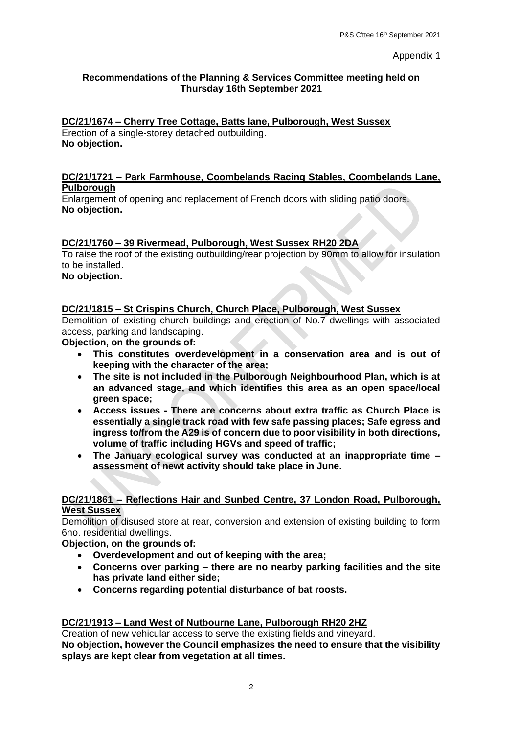Appendix 1

**Recommendations of the Planning & Services Committee meeting held on Thursday 16th September 2021**

**DC/21/1674 – Cherry Tree Cottage, Batts lane, Pulborough, West Sussex**

Erection of a single-storey detached outbuilding.

**No objection.**

**DC/21/1721 – Park Farmhouse, Coombelands Racing Stables, Coombelands Lane, Pulborough**

Enlargement of opening and replacement of French doors with sliding patio doors.

**No objection.**

**DC/21/1760 – 39 Rivermead, Pulborough, West Sussex RH20 2DA**

To raise the roof of the existing outbuilding/rear projection by 90mm to allow for insulation to be installed.

**No objection.**

**DC/21/1815 – St Crispins Church, Church Place, Pulborough, West Sussex**

Demolition of existing church buildings and erection of No.7 dwellings with associated access, parking and landscaping.

**Objection, on the grounds of:**

- **This constitutes overdevelopment in a conservation area and is out of keeping with the character of the area;**
- **The site is not included in the Pulborough Neighbourhood Plan, which is at an advanced stage, and which identifies this area as an open space/local green space;**
- **Access issues - There are concerns about extra traffic as Church Place is essentially a single track road with few safe passing places; Safe egress and ingress to/from the A29 is of concern due to poor visibility in both directions, volume of traffic including HGVs and speed of traffic;**
- **The January ecological survey was conducted at an inappropriate time – assessment of newt activity should take place in June.**

**DC/21/1861 – Reflections Hair and Sunbed Centre, 37 London Road, Pulborough, West Sussex**

Demolition of disused store at rear, conversion and extension of existing building to form 6no. residential dwellings.

**Objection, on the grounds of:**

- **Overdevelopment and out of keeping with the area;**
- **Concerns over parking – there are no nearby parking facilities and the site has private land either side;**
- **Concerns regarding potential disturbance of bat roosts.**

**DC/21/1913 – Land West of Nutbourne Lane, Pulborough RH20 2HZ**

Creation of new vehicular access to serve the existing fields and vineyard.

**No objection, however the Council emphasizes the need to ensure that the visibility splays are kept clear from vegetation at all times.**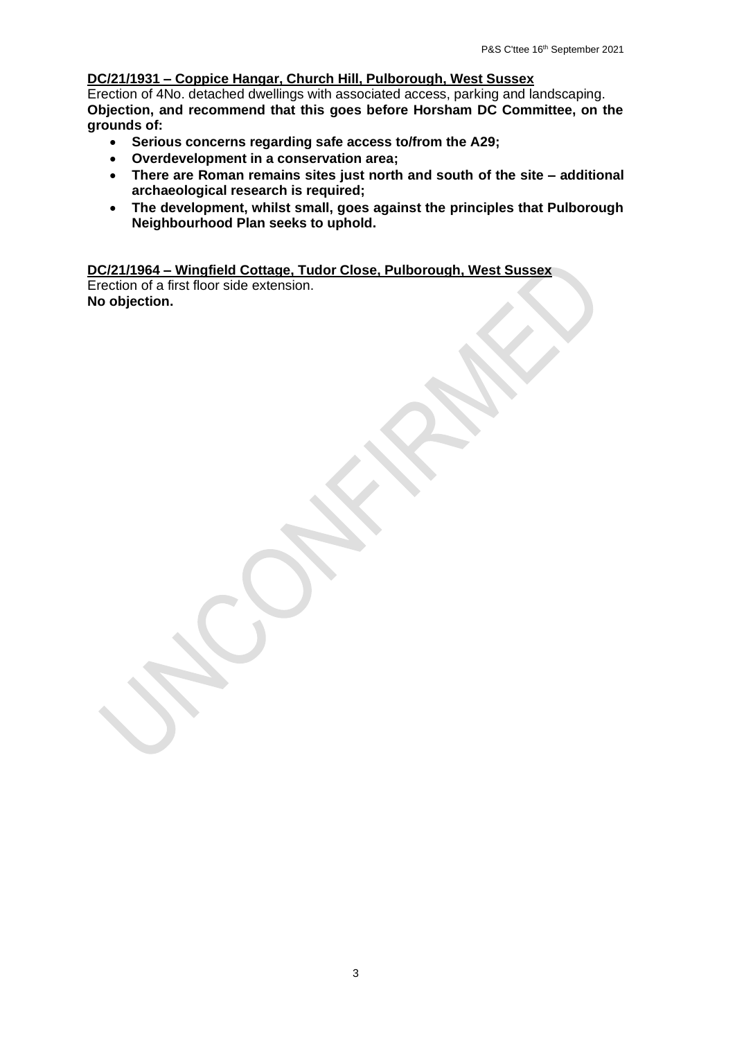**DC/21/1931 – Coppice Hangar, Church Hill, Pulborough, West Sussex**

Erection of 4No. detached dwellings with associated access, parking and landscaping.

**Objection, and recommend that this goes before Horsham DC Committee, on the grounds of:**

- **Serious concerns regarding safe access to/from the A29;**
- **Overdevelopment in a conservation area;**
- **There are Roman remains sites just north and south of the site – additional archaeological research is required;**
- **The development, whilst small, goes against the principles that Pulborough Neighbourhood Plan seeks to uphold.**

**DC/21/1964 – Wingfield Cottage, Tudor Close, Pulborough, West Sussex**

Erection of a first floor side extension.

**No objection.**